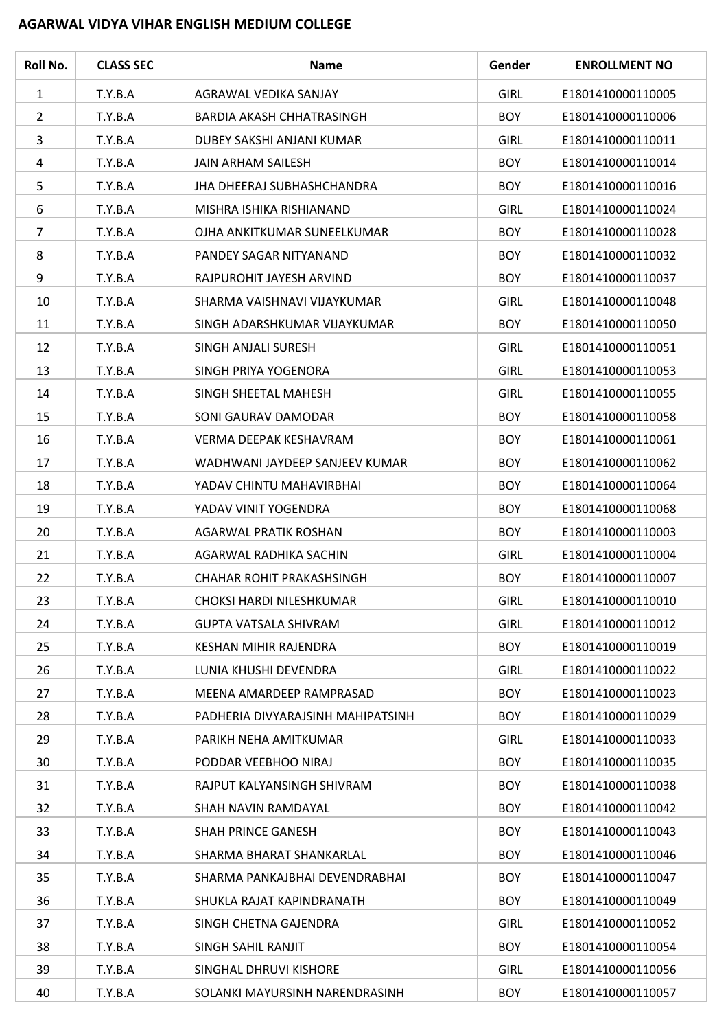**AGARWAL VIDYA VIHAR ENGLISH MEDIUM COLLEGE**

| Roll No. | CLASS SEC | Name | Gender | ENROLLMENT NO |
|---|---|---|---|---|
| 1 | T.Y.B.A | AGRAWAL VEDIKA SANJAY | GIRL | E1801410000110005 |
| 2 | T.Y.B.A | BARDIA AKASH CHHATRASINGH | BOY | E1801410000110006 |
| 3 | T.Y.B.A | DUBEY SAKSHI ANJANI KUMAR | GIRL | E1801410000110011 |
| 4 | T.Y.B.A | JAIN ARHAM SAILESH | BOY | E1801410000110014 |
| 5 | T.Y.B.A | JHA DHEERAJ SUBHASHCHANDRA | BOY | E1801410000110016 |
| 6 | T.Y.B.A | MISHRA ISHIKA RISHIANAND | GIRL | E1801410000110024 |
| 7 | T.Y.B.A | OJHA ANKITKUMAR SUNEELKUMAR | BOY | E1801410000110028 |
| 8 | T.Y.B.A | PANDEY SAGAR NITYANAND | BOY | E1801410000110032 |
| 9 | T.Y.B.A | RAJPUROHIT JAYESH ARVIND | BOY | E1801410000110037 |
| 10 | T.Y.B.A | SHARMA VAISHNAVI VIJAYKUMAR | GIRL | E1801410000110048 |
| 11 | T.Y.B.A | SINGH ADARSHKUMAR VIJAYKUMAR | BOY | E1801410000110050 |
| 12 | T.Y.B.A | SINGH ANJALI SURESH | GIRL | E1801410000110051 |
| 13 | T.Y.B.A | SINGH PRIYA YOGENORA | GIRL | E1801410000110053 |
| 14 | T.Y.B.A | SINGH SHEETAL MAHESH | GIRL | E1801410000110055 |
| 15 | T.Y.B.A | SONI GAURAV DAMODAR | BOY | E1801410000110058 |
| 16 | T.Y.B.A | VERMA DEEPAK KESHAVRAM | BOY | E1801410000110061 |
| 17 | T.Y.B.A | WADHWANI JAYDEEP SANJEEV KUMAR | BOY | E1801410000110062 |
| 18 | T.Y.B.A | YADAV CHINTU MAHAVIRBHAI | BOY | E1801410000110064 |
| 19 | T.Y.B.A | YADAV VINIT YOGENDRA | BOY | E1801410000110068 |
| 20 | T.Y.B.A | AGARWAL PRATIK ROSHAN | BOY | E1801410000110003 |
| 21 | T.Y.B.A | AGARWAL RADHIKA SACHIN | GIRL | E1801410000110004 |
| 22 | T.Y.B.A | CHAHAR ROHIT PRAKASHSINGH | BOY | E1801410000110007 |
| 23 | T.Y.B.A | CHOKSI HARDI NILESHKUMAR | GIRL | E1801410000110010 |
| 24 | T.Y.B.A | GUPTA VATSALA SHIVRAM | GIRL | E1801410000110012 |
| 25 | T.Y.B.A | KESHAN MIHIR RAJENDRA | BOY | E1801410000110019 |
| 26 | T.Y.B.A | LUNIA KHUSHI DEVENDRA | GIRL | E1801410000110022 |
| 27 | T.Y.B.A | MEENA AMARDEEP RAMPRASAD | BOY | E1801410000110023 |
| 28 | T.Y.B.A | PADHERIA DIVYARAJSINH MAHIPATSINH | BOY | E1801410000110029 |
| 29 | T.Y.B.A | PARIKH NEHA AMITKUMAR | GIRL | E1801410000110033 |
| 30 | T.Y.B.A | PODDAR VEEBHOO NIRAJ | BOY | E1801410000110035 |
| 31 | T.Y.B.A | RAJPUT KALYANSINGH SHIVRAM | BOY | E1801410000110038 |
| 32 | T.Y.B.A | SHAH NAVIN RAMDAYAL | BOY | E1801410000110042 |
| 33 | T.Y.B.A | SHAH PRINCE GANESH | BOY | E1801410000110043 |
| 34 | T.Y.B.A | SHARMA BHARAT SHANKARLAL | BOY | E1801410000110046 |
| 35 | T.Y.B.A | SHARMA PANKAJBHAI DEVENDRABHAI | BOY | E1801410000110047 |
| 36 | T.Y.B.A | SHUKLA RAJAT KAPINDRANATH | BOY | E1801410000110049 |
| 37 | T.Y.B.A | SINGH CHETNA GAJENDRA | GIRL | E1801410000110052 |
| 38 | T.Y.B.A | SINGH SAHIL RANJIT | BOY | E1801410000110054 |
| 39 | T.Y.B.A | SINGHAL DHRUVI KISHORE | GIRL | E1801410000110056 |
| 40 | T.Y.B.A | SOLANKI MAYURSINH NARENDRASINH | BOY | E1801410000110057 |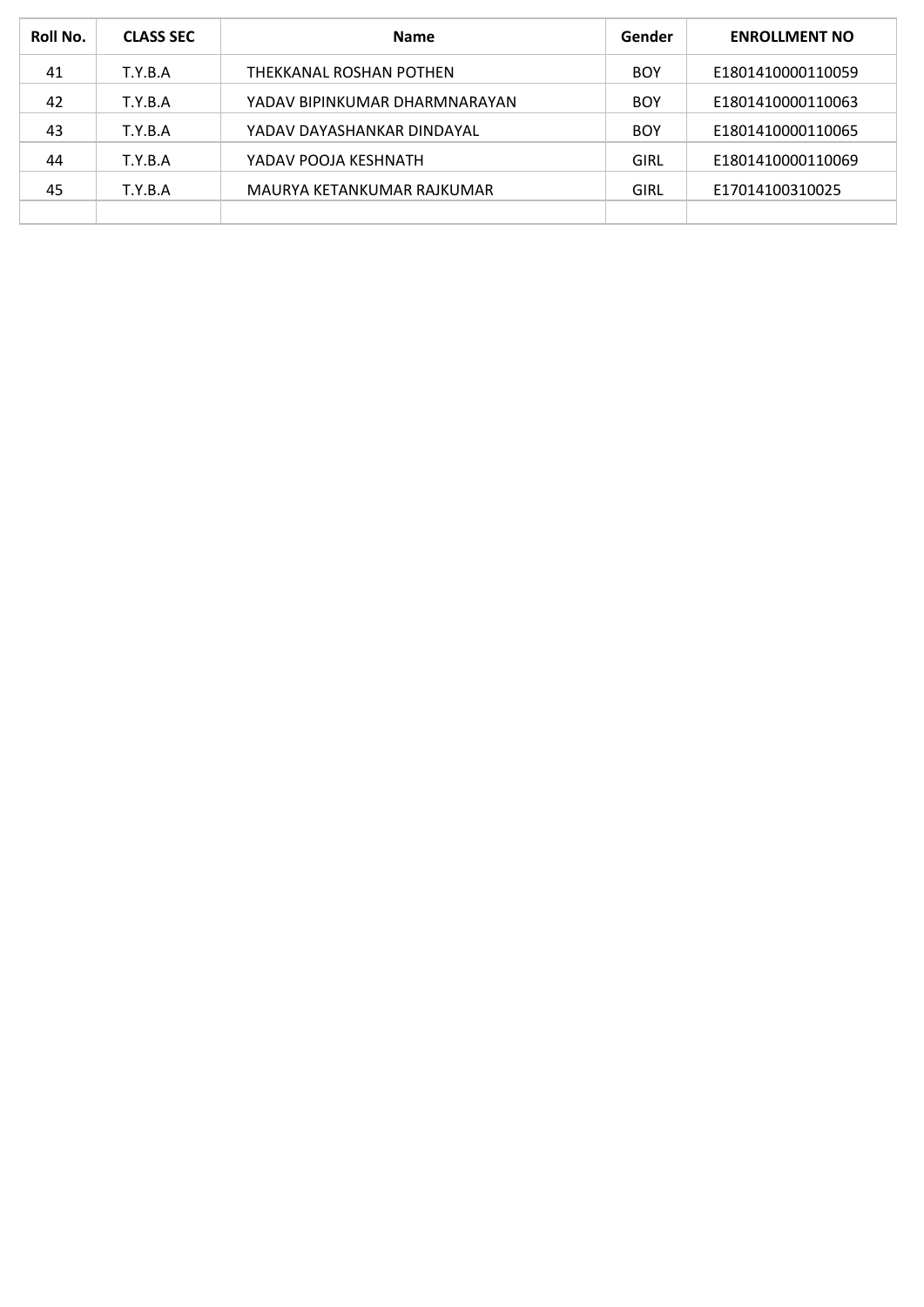| Roll No. | CLASS SEC | Name | Gender | ENROLLMENT NO |
|---|---|---|---|---|
| 41 | T.Y.B.A | THEKKANAL ROSHAN POTHEN | BOY | E1801410000110059 |
| 42 | T.Y.B.A | YADAV BIPINKUMAR DHARMNARAYAN | BOY | E1801410000110063 |
| 43 | T.Y.B.A | YADAV DAYASHANKAR DINDAYAL | BOY | E1801410000110065 |
| 44 | T.Y.B.A | YADAV POOJA KESHNATH | GIRL | E1801410000110069 |
| 45 | T.Y.B.A | MAURYA KETANKUMAR RAJKUMAR | GIRL | E17014100310025 |
| | | | | |